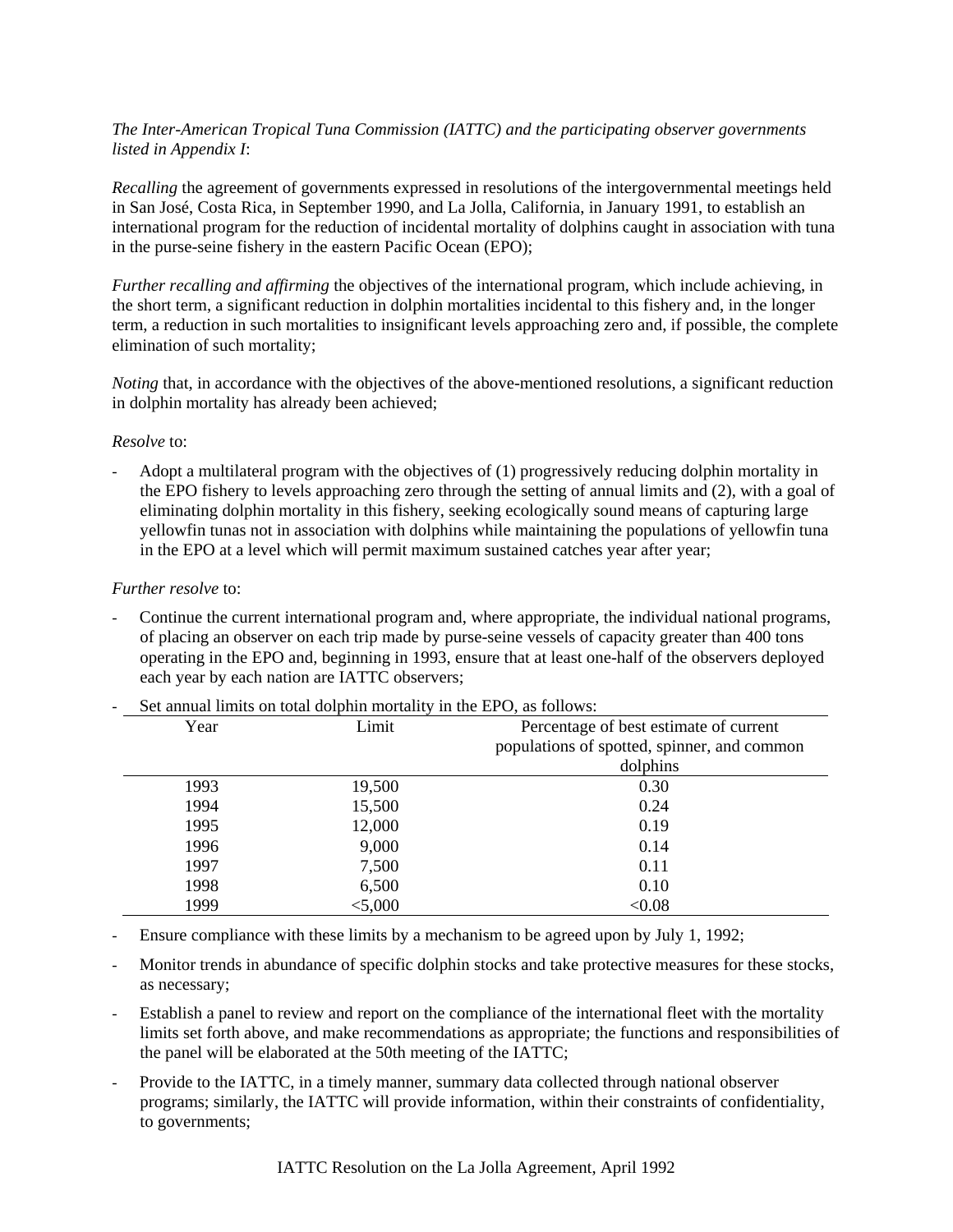*The Inter-American Tropical Tuna Commission (IATTC) and the participating observer governments listed in Appendix I*:

*Recalling* the agreement of governments expressed in resolutions of the intergovernmental meetings held in San José, Costa Rica, in September 1990, and La Jolla, California, in January 1991, to establish an international program for the reduction of incidental mortality of dolphins caught in association with tuna in the purse-seine fishery in the eastern Pacific Ocean (EPO);

*Further recalling and affirming* the objectives of the international program, which include achieving, in the short term, a significant reduction in dolphin mortalities incidental to this fishery and, in the longer term, a reduction in such mortalities to insignificant levels approaching zero and, if possible, the complete elimination of such mortality;

*Noting* that, in accordance with the objectives of the above-mentioned resolutions, a significant reduction in dolphin mortality has already been achieved;

*Resolve* to:

- Adopt a multilateral program with the objectives of (1) progressively reducing dolphin mortality in the EPO fishery to levels approaching zero through the setting of annual limits and (2), with a goal of eliminating dolphin mortality in this fishery, seeking ecologically sound means of capturing large yellowfin tunas not in association with dolphins while maintaining the populations of yellowfin tuna in the EPO at a level which will permit maximum sustained catches year after year;

*Further resolve* to:

- Continue the current international program and, where appropriate, the individual national programs, of placing an observer on each trip made by purse-seine vessels of capacity greater than 400 tons operating in the EPO and, beginning in 1993, ensure that at least one-half of the observers deployed each year by each nation are IATTC observers;
- Set annual limits on total dolphin mortality in the EPO, as follows:

| Year | Limit | Percentage of best estimate of current populations of spotted, spinner, and common dolphins |
|---|---|---|
| 1993 | 19,500 | 0.30 |
| 1994 | 15,500 | 0.24 |
| 1995 | 12,000 | 0.19 |
| 1996 | 9,000 | 0.14 |
| 1997 | 7,500 | 0.11 |
| 1998 | 6,500 | 0.10 |
| 1999 | <5,000 | <0.08 |

- Ensure compliance with these limits by a mechanism to be agreed upon by July 1, 1992;
- Monitor trends in abundance of specific dolphin stocks and take protective measures for these stocks, as necessary;
- Establish a panel to review and report on the compliance of the international fleet with the mortality limits set forth above, and make recommendations as appropriate; the functions and responsibilities of the panel will be elaborated at the 50th meeting of the IATTC;
- Provide to the IATTC, in a timely manner, summary data collected through national observer programs; similarly, the IATTC will provide information, within their constraints of confidentiality, to governments;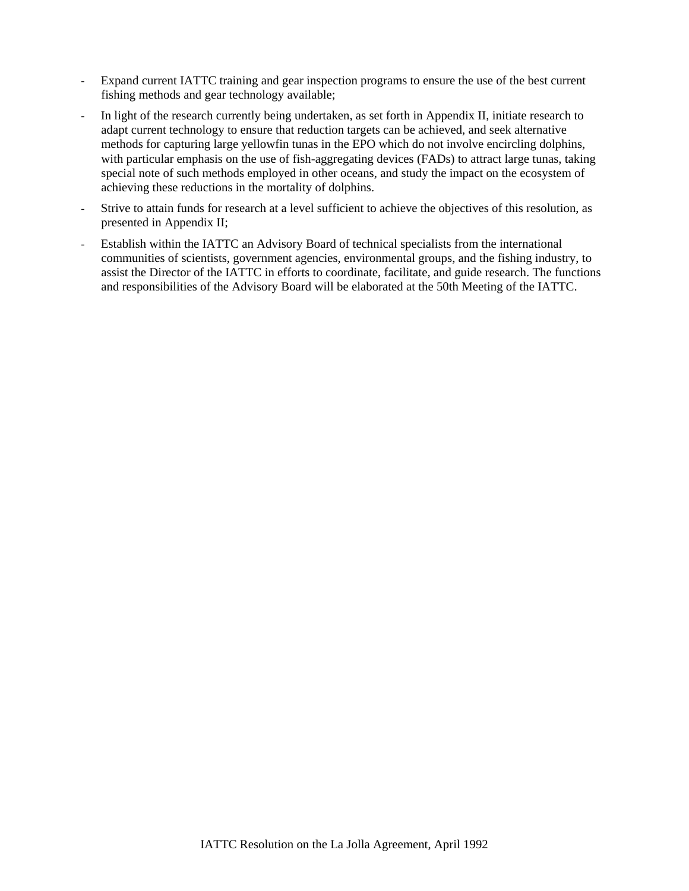- Expand current IATTC training and gear inspection programs to ensure the use of the best current fishing methods and gear technology available;
- In light of the research currently being undertaken, as set forth in Appendix II, initiate research to adapt current technology to ensure that reduction targets can be achieved, and seek alternative methods for capturing large yellowfin tunas in the EPO which do not involve encircling dolphins, with particular emphasis on the use of fish-aggregating devices (FADs) to attract large tunas, taking special note of such methods employed in other oceans, and study the impact on the ecosystem of achieving these reductions in the mortality of dolphins.
- Strive to attain funds for research at a level sufficient to achieve the objectives of this resolution, as presented in Appendix II;
- Establish within the IATTC an Advisory Board of technical specialists from the international communities of scientists, government agencies, environmental groups, and the fishing industry, to assist the Director of the IATTC in efforts to coordinate, facilitate, and guide research. The functions and responsibilities of the Advisory Board will be elaborated at the 50th Meeting of the IATTC.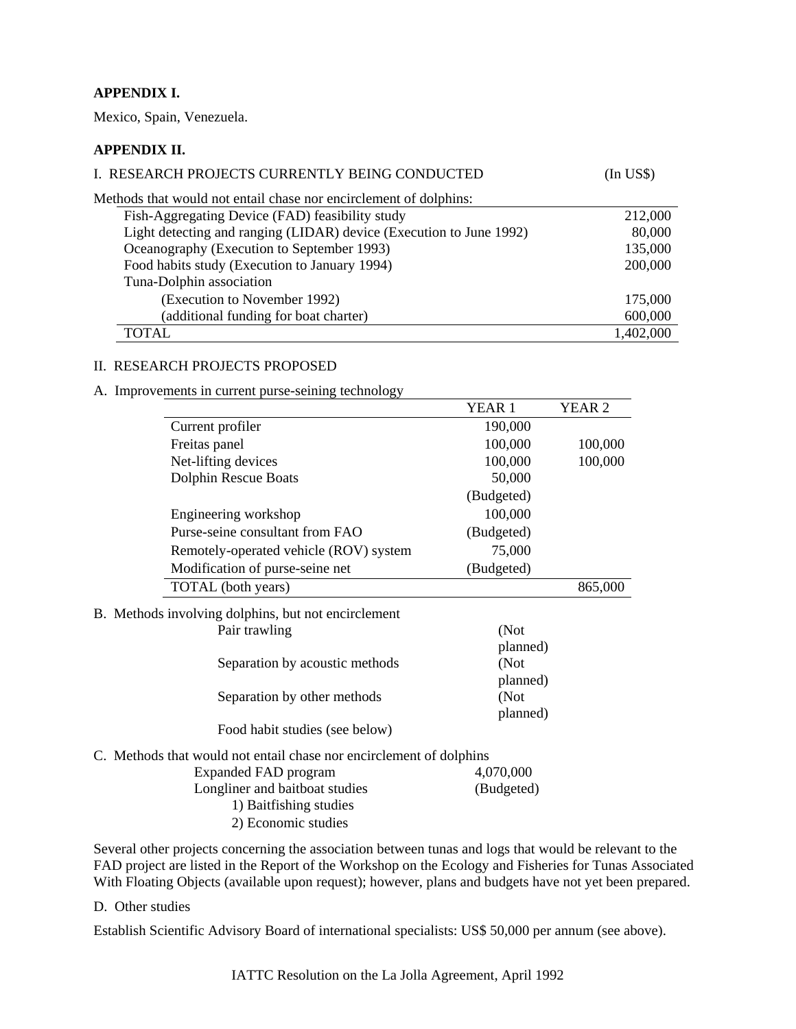**APPENDIX I.**

Mexico, Spain, Venezuela.

**APPENDIX II.**

I. RESEARCH PROJECTS CURRENTLY BEING CONDUCTED (In US$)

| Methods that would not entail chase nor encirclement of dolphins: | |
|---|---|
| Fish-Aggregating Device (FAD) feasibility study | 212,000 |
| Light detecting and ranging (LIDAR) device (Execution to June 1992) | 80,000 |
| Oceanography (Execution to September 1993) | 135,000 |
| Food habits study (Execution to January 1994) | 200,000 |
| Tuna-Dolphin association | |
| (Execution to November 1992) | 175,000 |
| (additional funding for boat charter) | 600,000 |
| TOTAL | 1,402,000 |

II. RESEARCH PROJECTS PROPOSED

A. Improvements in current purse-seining technology

| | YEAR 1 | YEAR 2 |
|---|---|---|
| Current profiler | 190,000 | |
| Freitas panel | 100,000 | 100,000 |
| Net-lifting devices | 100,000 | 100,000 |
| Dolphin Rescue Boats | 50,000 (Budgeted) | |
| Engineering workshop | 100,000 | |
| Purse-seine consultant from FAO | (Budgeted) | |
| Remotely-operated vehicle (ROV) system | 75,000 | |
| Modification of purse-seine net | (Budgeted) | |
| TOTAL (both years) | | 865,000 |

B. Methods involving dolphins, but not encirclement

| | |
|---|---|
| Pair trawling | (Not planned) |
| Separation by acoustic methods | (Not planned) |
| Separation by other methods | (Not planned) |
| Food habit studies (see below) | |

C. Methods that would not entail chase nor encirclement of dolphins

| | |
|---|---|
| Expanded FAD program | 4,070,000 |
| Longliner and baitboat studies | (Budgeted) |
| 1) Baitfishing studies | |
| 2) Economic studies | |

Several other projects concerning the association between tunas and logs that would be relevant to the FAD project are listed in the Report of the Workshop on the Ecology and Fisheries for Tunas Associated With Floating Objects (available upon request); however, plans and budgets have not yet been prepared.

D. Other studies

Establish Scientific Advisory Board of international specialists: US$ 50,000 per annum (see above).